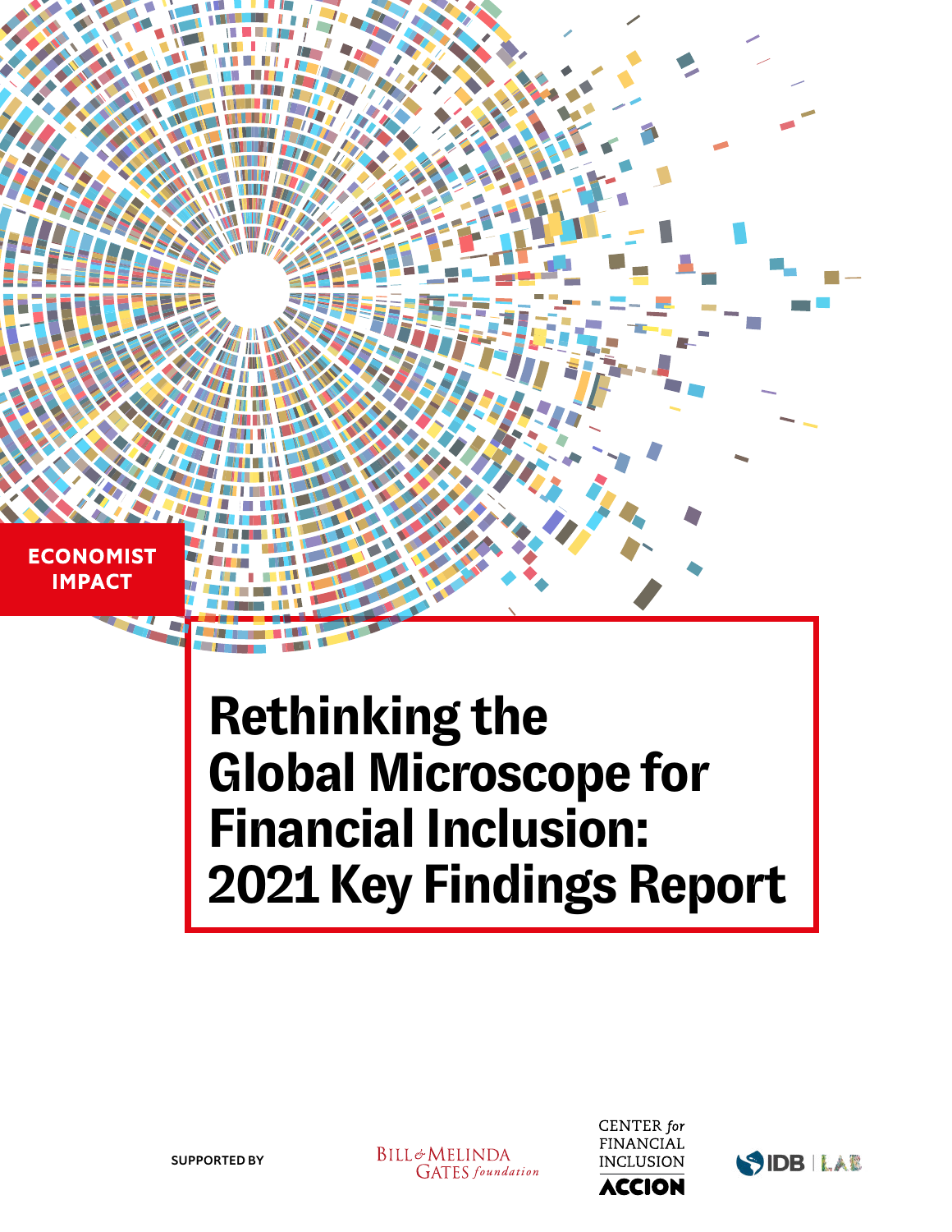ECONOMIST IMPACT

# Rethinking the Global Microscope for Financial Inclusion: 2021 Key Findings Report

SUPPORTED BY

BILL & MELINDA GATES foundation

CENTER for FINANCIAL INCLUSION ACCION

IDB | LAB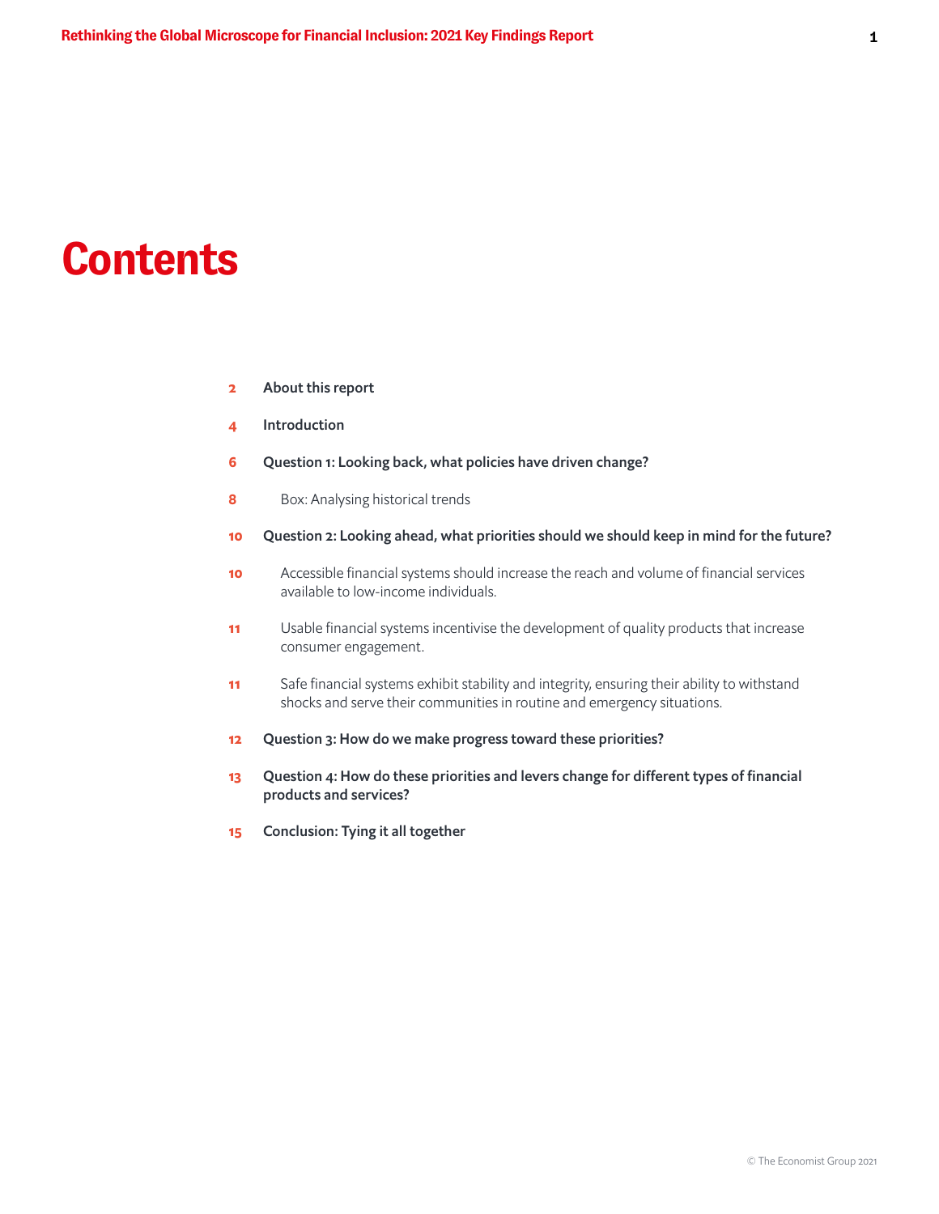# Contents

| | |
|---|---|
| 2 | **About this report** |
| 4 | **Introduction** |
| 6 | **Question 1: Looking back, what policies have driven change?** |
| 8 | Box: Analysing historical trends |
| 10 | **Question 2: Looking ahead, what priorities should we should keep in mind for the future?** |
| 10 | Accessible financial systems should increase the reach and volume of financial services available to low-income individuals. |
| 11 | Usable financial systems incentivise the development of quality products that increase consumer engagement. |
| 11 | Safe financial systems exhibit stability and integrity, ensuring their ability to withstand shocks and serve their communities in routine and emergency situations. |
| 12 | **Question 3: How do we make progress toward these priorities?** |
| 13 | **Question 4: How do these priorities and levers change for different types of financial products and services?** |
| 15 | **Conclusion: Tying it all together** |

© The Economist Group 2021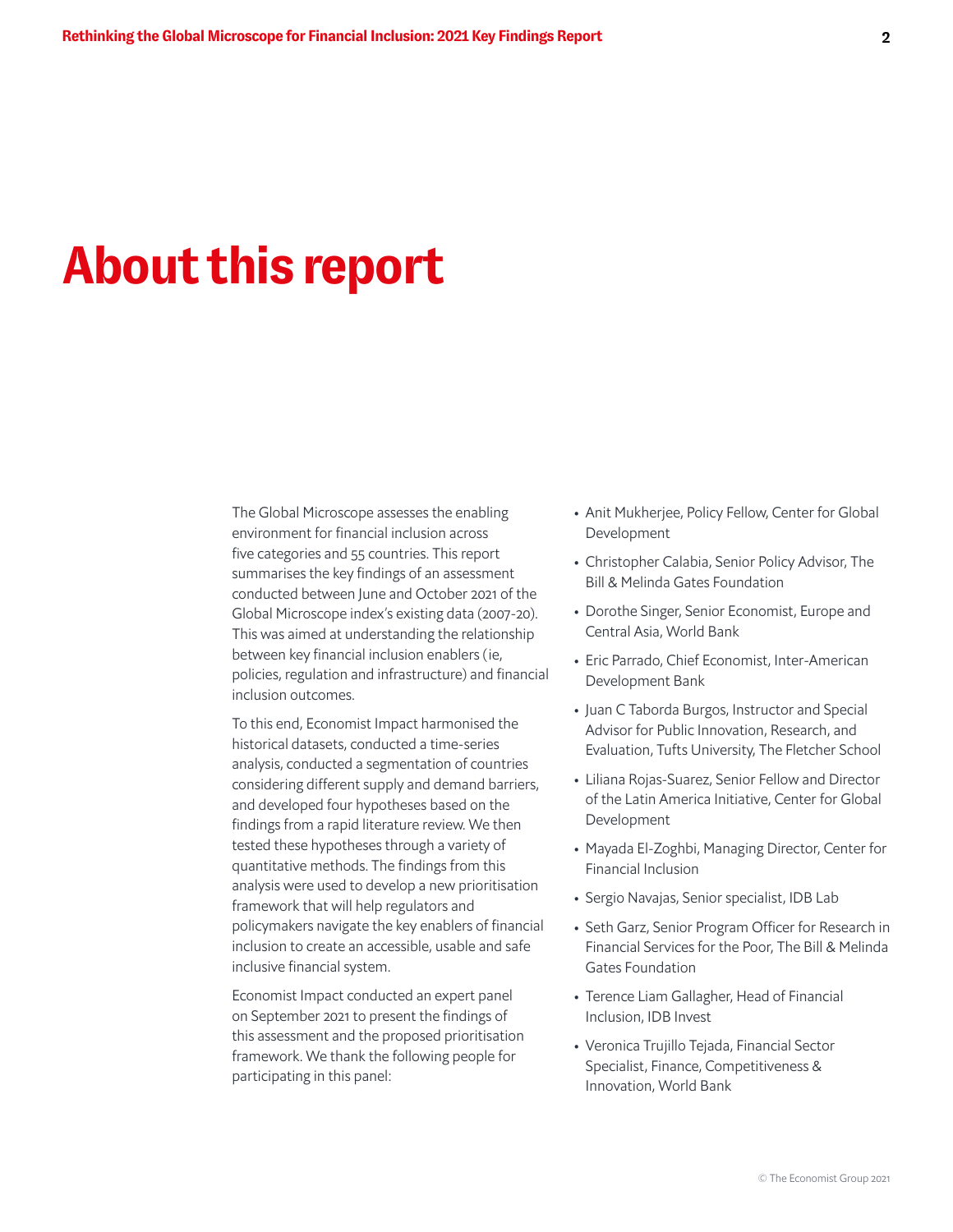# About this report

The Global Microscope assesses the enabling environment for financial inclusion across five categories and 55 countries. This report summarises the key findings of an assessment conducted between June and October 2021 of the Global Microscope index's existing data (2007-20). This was aimed at understanding the relationship between key financial inclusion enablers (ie, policies, regulation and infrastructure) and financial inclusion outcomes.

To this end, Economist Impact harmonised the historical datasets, conducted a time-series analysis, conducted a segmentation of countries considering different supply and demand barriers, and developed four hypotheses based on the findings from a rapid literature review. We then tested these hypotheses through a variety of quantitative methods. The findings from this analysis were used to develop a new prioritisation framework that will help regulators and policymakers navigate the key enablers of financial inclusion to create an accessible, usable and safe inclusive financial system.

Economist Impact conducted an expert panel on September 2021 to present the findings of this assessment and the proposed prioritisation framework. We thank the following people for participating in this panel:

- Anit Mukherjee, Policy Fellow, Center for Global Development
- Christopher Calabia, Senior Policy Advisor, The Bill & Melinda Gates Foundation
- Dorothe Singer, Senior Economist, Europe and Central Asia, World Bank
- Eric Parrado, Chief Economist, Inter-American Development Bank
- Juan C Taborda Burgos, Instructor and Special Advisor for Public Innovation, Research, and Evaluation, Tufts University, The Fletcher School
- Liliana Rojas-Suarez, Senior Fellow and Director of the Latin America Initiative, Center for Global Development
- Mayada El-Zoghbi, Managing Director, Center for Financial Inclusion
- Sergio Navajas, Senior specialist, IDB Lab
- Seth Garz, Senior Program Officer for Research in Financial Services for the Poor, The Bill & Melinda Gates Foundation
- Terence Liam Gallagher, Head of Financial Inclusion, IDB Invest
- Veronica Trujillo Tejada, Financial Sector Specialist, Finance, Competitiveness & Innovation, World Bank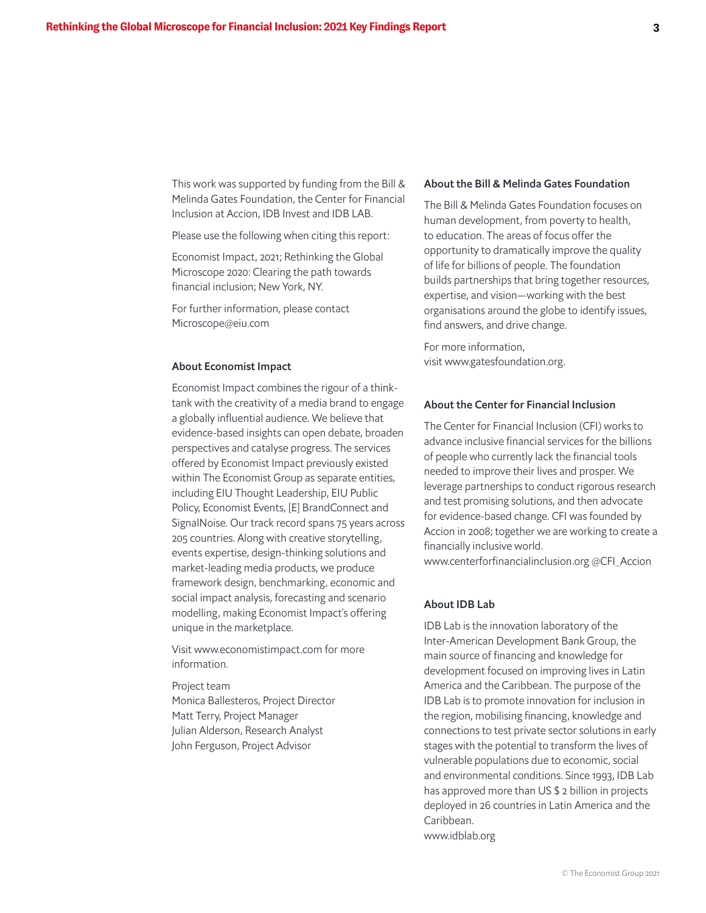This work was supported by funding from the Bill & Melinda Gates Foundation, the Center for Financial Inclusion at Accion, IDB Invest and IDB LAB.

Please use the following when citing this report:

Economist Impact, 2021; Rethinking the Global Microscope 2020: Clearing the path towards financial inclusion; New York, NY.

For further information, please contact Microscope@eiu.com

### About Economist Impact

Economist Impact combines the rigour of a think-tank with the creativity of a media brand to engage a globally influential audience. We believe that evidence-based insights can open debate, broaden perspectives and catalyse progress. The services offered by Economist Impact previously existed within The Economist Group as separate entities, including EIU Thought Leadership, EIU Public Policy, Economist Events, [E] BrandConnect and SignalNoise. Our track record spans 75 years across 205 countries. Along with creative storytelling, events expertise, design-thinking solutions and market-leading media products, we produce framework design, benchmarking, economic and social impact analysis, forecasting and scenario modelling, making Economist Impact's offering unique in the marketplace.

Visit www.economistimpact.com for more information.

Project team
Monica Ballesteros, Project Director
Matt Terry, Project Manager
Julian Alderson, Research Analyst
John Ferguson, Project Advisor

### About the Bill & Melinda Gates Foundation

The Bill & Melinda Gates Foundation focuses on human development, from poverty to health, to education. The areas of focus offer the opportunity to dramatically improve the quality of life for billions of people. The foundation builds partnerships that bring together resources, expertise, and vision—working with the best organisations around the globe to identify issues, find answers, and drive change.

For more information, visit www.gatesfoundation.org.

### About the Center for Financial Inclusion

The Center for Financial Inclusion (CFI) works to advance inclusive financial services for the billions of people who currently lack the financial tools needed to improve their lives and prosper. We leverage partnerships to conduct rigorous research and test promising solutions, and then advocate for evidence-based change. CFI was founded by Accion in 2008; together we are working to create a financially inclusive world.
www.centerforfinancialinclusion.org @CFI_Accion

### About IDB Lab

IDB Lab is the innovation laboratory of the Inter-American Development Bank Group, the main source of financing and knowledge for development focused on improving lives in Latin America and the Caribbean. The purpose of the IDB Lab is to promote innovation for inclusion in the region, mobilising financing, knowledge and connections to test private sector solutions in early stages with the potential to transform the lives of vulnerable populations due to economic, social and environmental conditions. Since 1993, IDB Lab has approved more than US $ 2 billion in projects deployed in 26 countries in Latin America and the Caribbean.
www.idblab.org

© The Economist Group 2021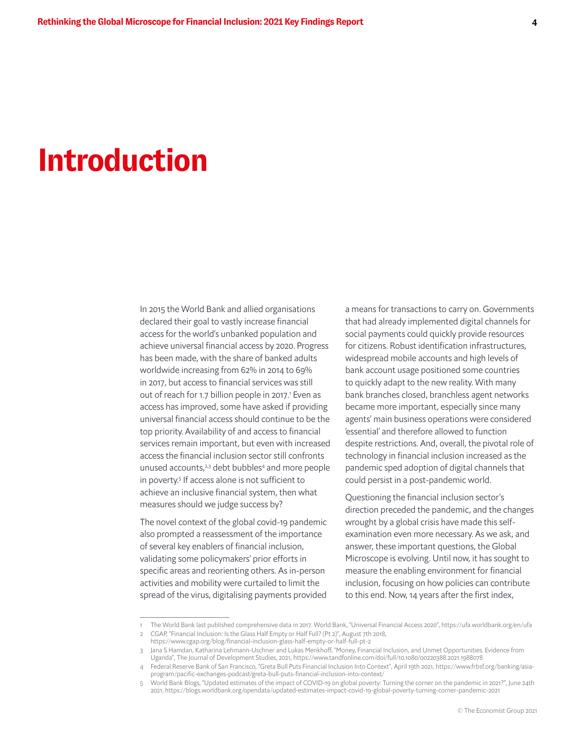# Introduction

In 2015 the World Bank and allied organisations declared their goal to vastly increase financial access for the world's unbanked population and achieve universal financial access by 2020. Progress has been made, with the share of banked adults worldwide increasing from 62% in 2014 to 69% in 2017, but access to financial services was still out of reach for 1.7 billion people in 2017.[1] Even as access has improved, some have asked if providing universal financial access should continue to be the top priority. Availability of and access to financial services remain important, but even with increased access the financial inclusion sector still confronts unused accounts,[2,3] debt bubbles[4] and more people in poverty.[5] If access alone is not sufficient to achieve an inclusive financial system, then what measures should we judge success by?

The novel context of the global covid-19 pandemic also prompted a reassessment of the importance of several key enablers of financial inclusion, validating some policymakers' prior efforts in specific areas and reorienting others. As in-person activities and mobility were curtailed to limit the spread of the virus, digitalising payments provided a means for transactions to carry on. Governments that had already implemented digital channels for social payments could quickly provide resources for citizens. Robust identification infrastructures, widespread mobile accounts and high levels of bank account usage positioned some countries to quickly adapt to the new reality. With many bank branches closed, branchless agent networks became more important, especially since many agents' main business operations were considered 'essential' and therefore allowed to function despite restrictions. And, overall, the pivotal role of technology in financial inclusion increased as the pandemic sped adoption of digital channels that could persist in a post-pandemic world.

Questioning the financial inclusion sector's direction preceded the pandemic, and the changes wrought by a global crisis have made this self-examination even more necessary. As we ask, and answer, these important questions, the Global Microscope is evolving. Until now, it has sought to measure the enabling environment for financial inclusion, focusing on how policies can contribute to this end. Now, 14 years after the first index,

---

1 The World Bank last published comprehensive data in 2017. World Bank, "Universal Financial Access 2020", https://ufa.worldbank.org/en/ufa

2 CGAP, "Financial Inclusion: Is the Glass Half Empty or Half Full? (Pt 2)", August 7th 2018, https://www.cgap.org/blog/financial-inclusion-glass-half-empty-or-half-full-pt-2

3 Jana S Hamdan, Katharina Lehmann-Uschner and Lukas Menkhoff, "Money, Financial Inclusion, and Unmet Opportunities. Evidence from Uganda", The Journal of Development Studies, 2021, https://www.tandfonline.com/doi/full/10.1080/00220388.2021.1988078

4 Federal Reserve Bank of San Francisco, "Greta Bull Puts Financial Inclusion Into Context", April 19th 2021, https://www.frbsf.org/banking/asia-program/pacific-exchanges-podcast/greta-bull-puts-financial-inclusion-into-context/

5 World Bank Blogs, "Updated estimates of the impact of COVID-19 on global poverty: Turning the corner on the pandemic in 2021?", June 24th 2021, https://blogs.worldbank.org/opendata/updated-estimates-impact-covid-19-global-poverty-turning-corner-pandemic-2021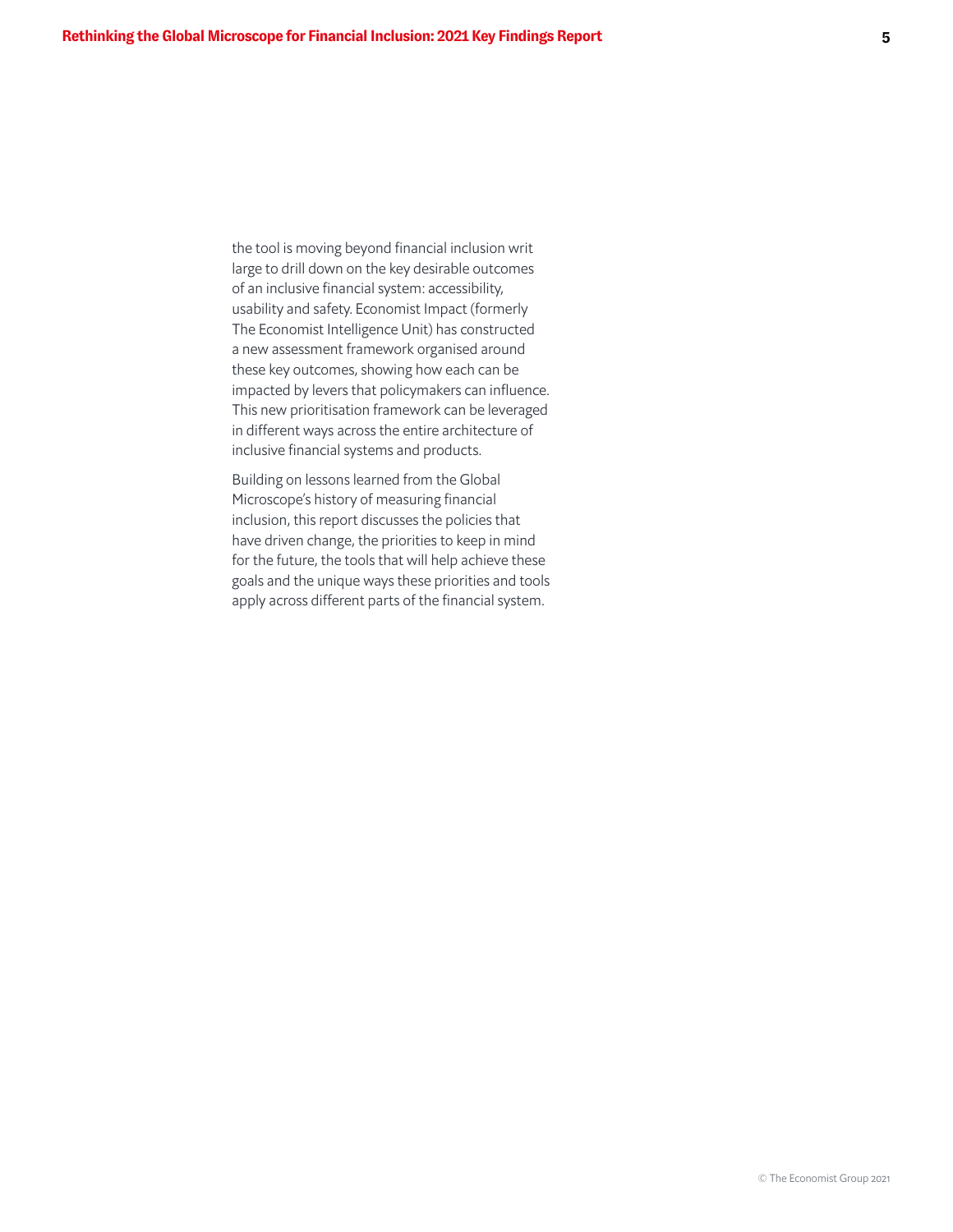the tool is moving beyond financial inclusion writ large to drill down on the key desirable outcomes of an inclusive financial system: accessibility, usability and safety. Economist Impact (formerly The Economist Intelligence Unit) has constructed a new assessment framework organised around these key outcomes, showing how each can be impacted by levers that policymakers can influence. This new prioritisation framework can be leveraged in different ways across the entire architecture of inclusive financial systems and products.

Building on lessons learned from the Global Microscope's history of measuring financial inclusion, this report discusses the policies that have driven change, the priorities to keep in mind for the future, the tools that will help achieve these goals and the unique ways these priorities and tools apply across different parts of the financial system.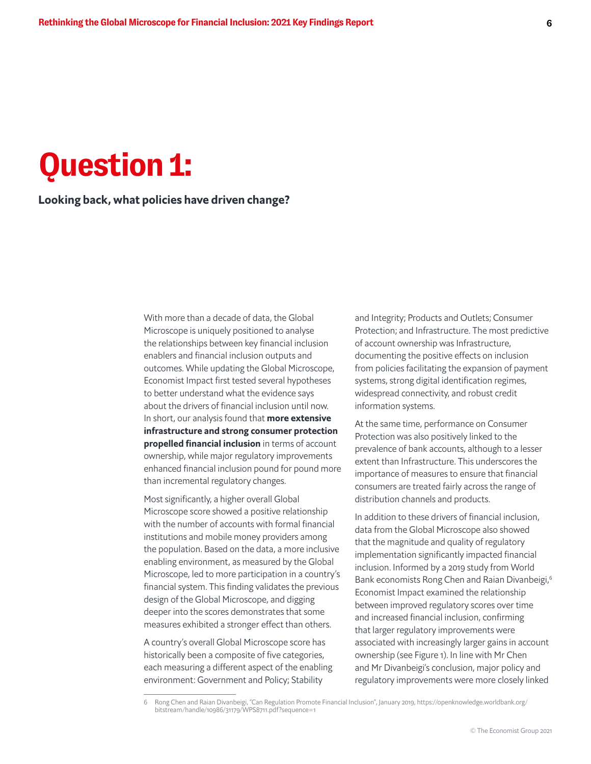# Question 1:

**Looking back, what policies have driven change?**

With more than a decade of data, the Global Microscope is uniquely positioned to analyse the relationships between key financial inclusion enablers and financial inclusion outputs and outcomes. While updating the Global Microscope, Economist Impact first tested several hypotheses to better understand what the evidence says about the drivers of financial inclusion until now. In short, our analysis found that **more extensive infrastructure and strong consumer protection propelled financial inclusion** in terms of account ownership, while major regulatory improvements enhanced financial inclusion pound for pound more than incremental regulatory changes.

Most significantly, a higher overall Global Microscope score showed a positive relationship with the number of accounts with formal financial institutions and mobile money providers among the population. Based on the data, a more inclusive enabling environment, as measured by the Global Microscope, led to more participation in a country's financial system. This finding validates the previous design of the Global Microscope, and digging deeper into the scores demonstrates that some measures exhibited a stronger effect than others.

A country's overall Global Microscope score has historically been a composite of five categories, each measuring a different aspect of the enabling environment: Government and Policy; Stability and Integrity; Products and Outlets; Consumer Protection; and Infrastructure. The most predictive of account ownership was Infrastructure, documenting the positive effects on inclusion from policies facilitating the expansion of payment systems, strong digital identification regimes, widespread connectivity, and robust credit information systems.

At the same time, performance on Consumer Protection was also positively linked to the prevalence of bank accounts, although to a lesser extent than Infrastructure. This underscores the importance of measures to ensure that financial consumers are treated fairly across the range of distribution channels and products.

In addition to these drivers of financial inclusion, data from the Global Microscope also showed that the magnitude and quality of regulatory implementation significantly impacted financial inclusion. Informed by a 2019 study from World Bank economists Rong Chen and Raian Divanbeigi,[6] Economist Impact examined the relationship between improved regulatory scores over time and increased financial inclusion, confirming that larger regulatory improvements were associated with increasingly larger gains in account ownership (see Figure 1). In line with Mr Chen and Mr Divanbeigi's conclusion, major policy and regulatory improvements were more closely linked

---

6 Rong Chen and Raian Divanbeigi, "Can Regulation Promote Financial Inclusion", January 2019, https://openknowledge.worldbank.org/bitstream/handle/10986/31179/WPS8711.pdf?sequence=1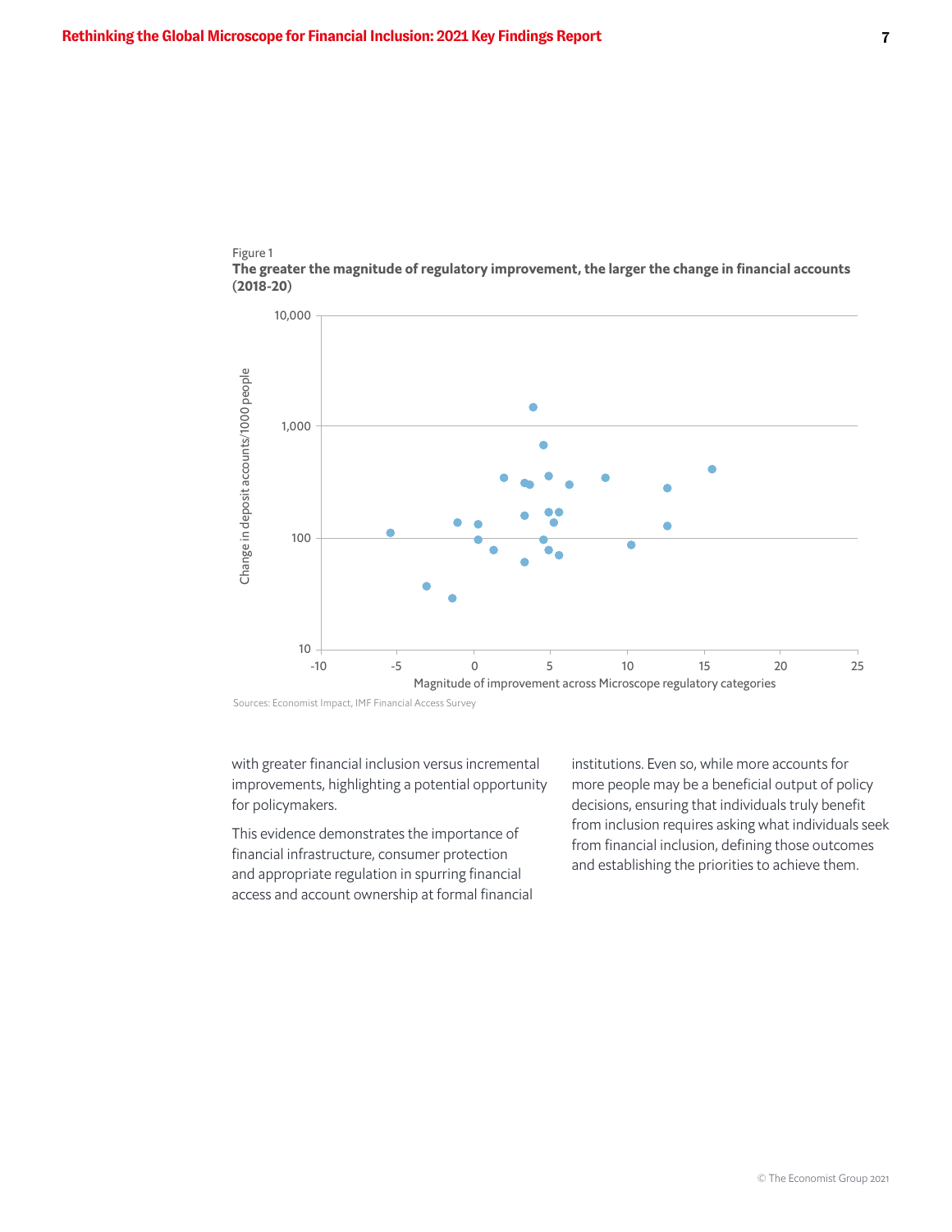Figure 1

**The greater the magnitude of regulatory improvement, the larger the change in financial accounts (2018-20)**

Sources: Economist Impact, IMF Financial Access Survey

with greater financial inclusion versus incremental improvements, highlighting a potential opportunity for policymakers.

This evidence demonstrates the importance of financial infrastructure, consumer protection and appropriate regulation in spurring financial access and account ownership at formal financial institutions. Even so, while more accounts for more people may be a beneficial output of policy decisions, ensuring that individuals truly benefit from inclusion requires asking what individuals seek from financial inclusion, defining those outcomes and establishing the priorities to achieve them.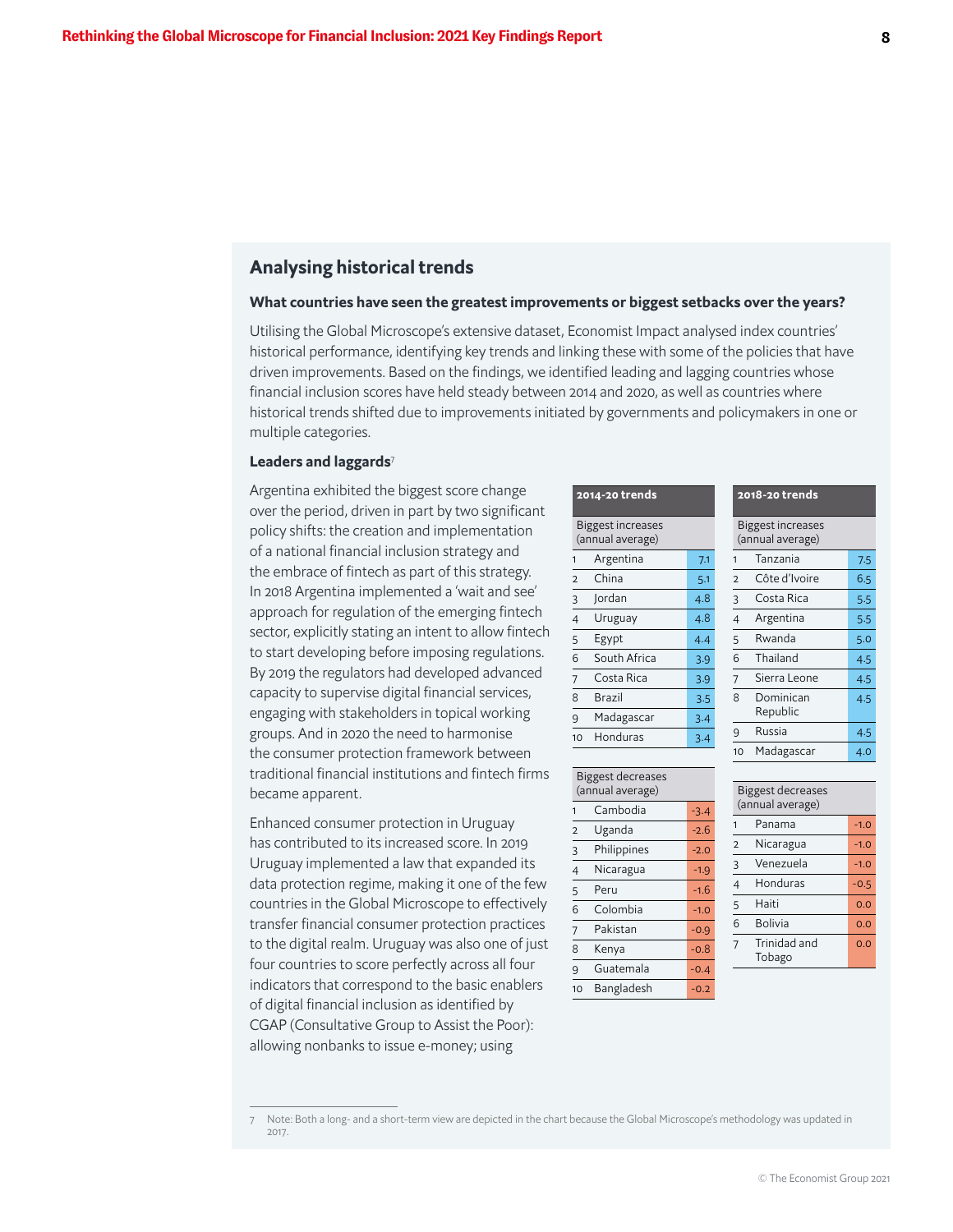## Analysing historical trends

### What countries have seen the greatest improvements or biggest setbacks over the years?

Utilising the Global Microscope's extensive dataset, Economist Impact analysed index countries' historical performance, identifying key trends and linking these with some of the policies that have driven improvements. Based on the findings, we identified leading and lagging countries whose financial inclusion scores have held steady between 2014 and 2020, as well as countries where historical trends shifted due to improvements initiated by governments and policymakers in one or multiple categories.

### Leaders and laggards[7]

Argentina exhibited the biggest score change over the period, driven in part by two significant policy shifts: the creation and implementation of a national financial inclusion strategy and the embrace of fintech as part of this strategy. In 2018 Argentina implemented a 'wait and see' approach for regulation of the emerging fintech sector, explicitly stating an intent to allow fintech to start developing before imposing regulations. By 2019 the regulators had developed advanced capacity to supervise digital financial services, engaging with stakeholders in topical working groups. And in 2020 the need to harmonise the consumer protection framework between traditional financial institutions and fintech firms became apparent.

Enhanced consumer protection in Uruguay has contributed to its increased score. In 2019 Uruguay implemented a law that expanded its data protection regime, making it one of the few countries in the Global Microscope to effectively transfer financial consumer protection practices to the digital realm. Uruguay was also one of just four countries to score perfectly across all four indicators that correspond to the basic enablers of digital financial inclusion as identified by CGAP (Consultative Group to Assist the Poor): allowing nonbanks to issue e-money; using

**2014-20 trends**

| | Biggest increases (annual average) | |
|---|---|---|
| 1 | Argentina | 7.1 |
| 2 | China | 5.1 |
| 3 | Jordan | 4.8 |
| 4 | Uruguay | 4.8 |
| 5 | Egypt | 4.4 |
| 6 | South Africa | 3.9 |
| 7 | Costa Rica | 3.9 |
| 8 | Brazil | 3.5 |
| 9 | Madagascar | 3.4 |
| 10 | Honduras | 3.4 |

| | Biggest decreases (annual average) | |
|---|---|---|
| 1 | Cambodia | -3.4 |
| 2 | Uganda | -2.6 |
| 3 | Philippines | -2.0 |
| 4 | Nicaragua | -1.9 |
| 5 | Peru | -1.6 |
| 6 | Colombia | -1.0 |
| 7 | Pakistan | -0.9 |
| 8 | Kenya | -0.8 |
| 9 | Guatemala | -0.4 |
| 10 | Bangladesh | -0.2 |

**2018-20 trends**

| | Biggest increases (annual average) | |
|---|---|---|
| 1 | Tanzania | 7.5 |
| 2 | Côte d'Ivoire | 6.5 |
| 3 | Costa Rica | 5.5 |
| 4 | Argentina | 5.5 |
| 5 | Rwanda | 5.0 |
| 6 | Thailand | 4.5 |
| 7 | Sierra Leone | 4.5 |
| 8 | Dominican Republic | 4.5 |
| 9 | Russia | 4.5 |
| 10 | Madagascar | 4.0 |

| | Biggest decreases (annual average) | |
|---|---|---|
| 1 | Panama | -1.0 |
| 2 | Nicaragua | -1.0 |
| 3 | Venezuela | -1.0 |
| 4 | Honduras | -0.5 |
| 5 | Haiti | 0.0 |
| 6 | Bolivia | 0.0 |
| 7 | Trinidad and Tobago | 0.0 |

7 Note: Both a long- and a short-term view are depicted in the chart because the Global Microscope's methodology was updated in 2017.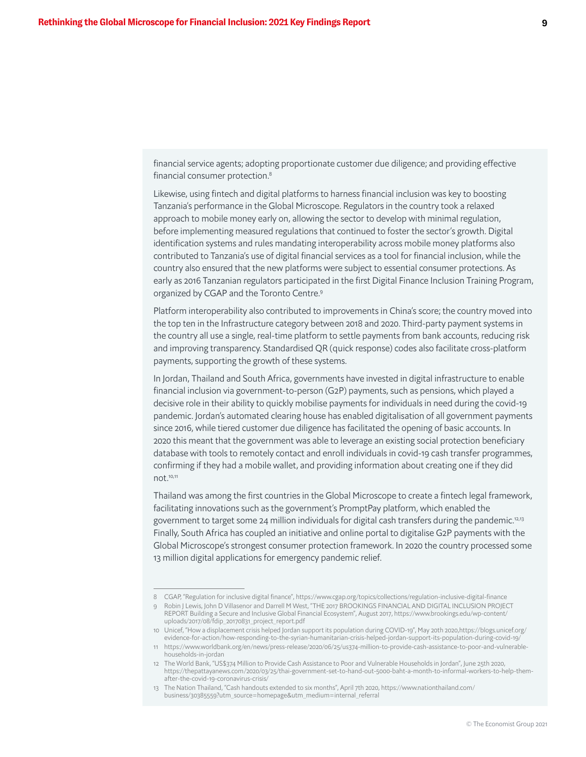financial service agents; adopting proportionate customer due diligence; and providing effective financial consumer protection.[8]

Likewise, using fintech and digital platforms to harness financial inclusion was key to boosting Tanzania's performance in the Global Microscope. Regulators in the country took a relaxed approach to mobile money early on, allowing the sector to develop with minimal regulation, before implementing measured regulations that continued to foster the sector's growth. Digital identification systems and rules mandating interoperability across mobile money platforms also contributed to Tanzania's use of digital financial services as a tool for financial inclusion, while the country also ensured that the new platforms were subject to essential consumer protections. As early as 2016 Tanzanian regulators participated in the first Digital Finance Inclusion Training Program, organized by CGAP and the Toronto Centre.[9]

Platform interoperability also contributed to improvements in China's score; the country moved into the top ten in the Infrastructure category between 2018 and 2020. Third-party payment systems in the country all use a single, real-time platform to settle payments from bank accounts, reducing risk and improving transparency. Standardised QR (quick response) codes also facilitate cross-platform payments, supporting the growth of these systems.

In Jordan, Thailand and South Africa, governments have invested in digital infrastructure to enable financial inclusion via government-to-person (G2P) payments, such as pensions, which played a decisive role in their ability to quickly mobilise payments for individuals in need during the covid-19 pandemic. Jordan's automated clearing house has enabled digitalisation of all government payments since 2016, while tiered customer due diligence has facilitated the opening of basic accounts. In 2020 this meant that the government was able to leverage an existing social protection beneficiary database with tools to remotely contact and enroll individuals in covid-19 cash transfer programmes, confirming if they had a mobile wallet, and providing information about creating one if they did not.[10,11]

Thailand was among the first countries in the Global Microscope to create a fintech legal framework, facilitating innovations such as the government's PromptPay platform, which enabled the government to target some 24 million individuals for digital cash transfers during the pandemic.[12,13] Finally, South Africa has coupled an initiative and online portal to digitalise G2P payments with the Global Microscope's strongest consumer protection framework. In 2020 the country processed some 13 million digital applications for emergency pandemic relief.

---

8 CGAP, "Regulation for inclusive digital finance", https://www.cgap.org/topics/collections/regulation-inclusive-digital-finance

9 Robin J Lewis, John D Villasenor and Darrell M West, "THE 2017 BROOKINGS FINANCIAL AND DIGITAL INCLUSION PROJECT REPORT Building a Secure and Inclusive Global Financial Ecosystem", August 2017, https://www.brookings.edu/wp-content/uploads/2017/08/fdip_20170831_project_report.pdf

10 Unicef, "How a displacement crisis helped Jordan support its population during COVID-19", May 20th 2020,https://blogs.unicef.org/evidence-for-action/how-responding-to-the-syrian-humanitarian-crisis-helped-jordan-support-its-population-during-covid-19/

11 https://www.worldbank.org/en/news/press-release/2020/06/25/us374-million-to-provide-cash-assistance-to-poor-and-vulnerable-households-in-jordan

12 The World Bank, "US$374 Million to Provide Cash Assistance to Poor and Vulnerable Households in Jordan", June 25th 2020, https://thepattayanews.com/2020/03/25/thai-government-set-to-hand-out-5000-baht-a-month-to-informal-workers-to-help-them-after-the-covid-19-coronavirus-crisis/

13 The Nation Thailand, "Cash handouts extended to six months", April 7th 2020, https://www.nationthailand.com/business/30385559?utm_source=homepage&utm_medium=internal_referral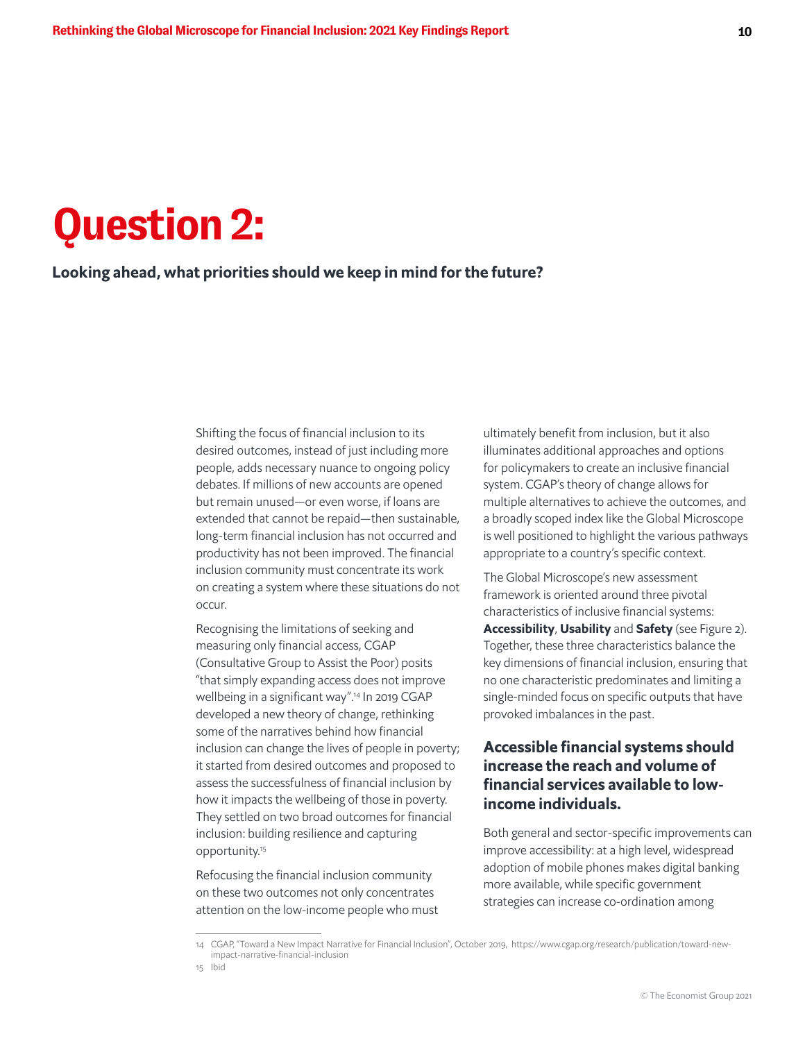# Question 2:

**Looking ahead, what priorities should we keep in mind for the future?**

Shifting the focus of financial inclusion to its desired outcomes, instead of just including more people, adds necessary nuance to ongoing policy debates. If millions of new accounts are opened but remain unused—or even worse, if loans are extended that cannot be repaid—then sustainable, long-term financial inclusion has not occurred and productivity has not been improved. The financial inclusion community must concentrate its work on creating a system where these situations do not occur.

Recognising the limitations of seeking and measuring only financial access, CGAP (Consultative Group to Assist the Poor) posits "that simply expanding access does not improve wellbeing in a significant way".[14] In 2019 CGAP developed a new theory of change, rethinking some of the narratives behind how financial inclusion can change the lives of people in poverty; it started from desired outcomes and proposed to assess the successfulness of financial inclusion by how it impacts the wellbeing of those in poverty. They settled on two broad outcomes for financial inclusion: building resilience and capturing opportunity.[15]

Refocusing the financial inclusion community on these two outcomes not only concentrates attention on the low-income people who must ultimately benefit from inclusion, but it also illuminates additional approaches and options for policymakers to create an inclusive financial system. CGAP's theory of change allows for multiple alternatives to achieve the outcomes, and a broadly scoped index like the Global Microscope is well positioned to highlight the various pathways appropriate to a country's specific context.

The Global Microscope's new assessment framework is oriented around three pivotal characteristics of inclusive financial systems: **Accessibility**, **Usability** and **Safety** (see Figure 2). Together, these three characteristics balance the key dimensions of financial inclusion, ensuring that no one characteristic predominates and limiting a single-minded focus on specific outputs that have provoked imbalances in the past.

### Accessible financial systems should increase the reach and volume of financial services available to low-income individuals.

Both general and sector-specific improvements can improve accessibility: at a high level, widespread adoption of mobile phones makes digital banking more available, while specific government strategies can increase co-ordination among

---

14 CGAP, "Toward a New Impact Narrative for Financial Inclusion", October 2019, https://www.cgap.org/research/publication/toward-new-impact-narrative-financial-inclusion

15 Ibid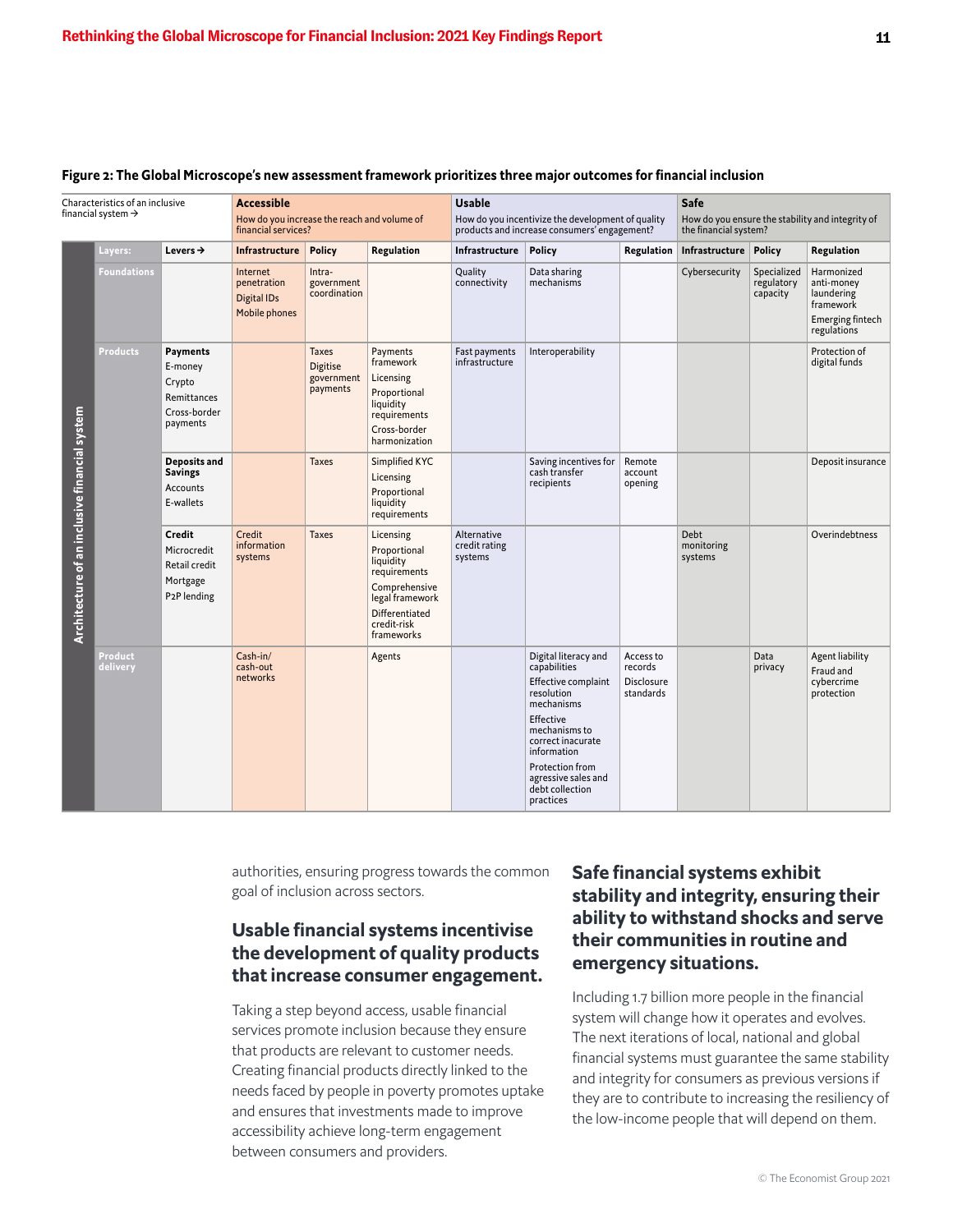**Figure 2: The Global Microscope's new assessment framework prioritizes three major outcomes for financial inclusion**

| Characteristics of an inclusive financial system → | | | **Accessible**<br>How do you increase the reach and volume of financial services? | | | **Usable**<br>How do you incentivize the development of quality products and increase consumers' engagement? | | | **Safe**<br>How do you ensure the stability and integrity of the financial system? | | |
|---|---|---|---|---|---|---|---|---|---|---|---|
| **Architecture of an inclusive financial system** | **Layers:** | **Levers →** | **Infrastructure** | **Policy** | **Regulation** | **Infrastructure** | **Policy** | **Regulation** | **Infrastructure** | **Policy** | **Regulation** |
| | **Foundations** | | Internet penetration<br>Digital IDs<br>Mobile phones | Intra-government coordination | | Quality connectivity | Data sharing mechanisms | | Cybersecurity | Specialized regulatory capacity | Harmonized anti-money laundering framework<br>Emerging fintech regulations |
| | **Products** | **Payments**<br>E-money<br>Crypto<br>Remittances<br>Cross-border payments | | Taxes<br>Digitise government payments | Payments framework<br>Licensing<br>Proportional liquidity requirements<br>Cross-border harmonization | Fast payments infrastructure | Interoperability | | | | Protection of digital funds |
| | | **Deposits and Savings**<br>Accounts<br>E-wallets | | Taxes | Simplified KYC<br>Licensing<br>Proportional liquidity requirements | | Saving incentives for cash transfer recipients | Remote account opening | | | Deposit insurance |
| | | **Credit**<br>Microcredit<br>Retail credit<br>Mortgage<br>P2P lending | Credit information systems | Taxes | Licensing<br>Proportional liquidity requirements<br>Comprehensive legal framework<br>Differentiated credit-risk frameworks | Alternative credit rating systems | | | Debt monitoring systems | | Overindebtness |
| | **Product delivery** | | Cash-in/cash-out networks | | Agents | | Digital literacy and capabilities<br>Effective complaint resolution mechanisms<br>Effective mechanisms to correct inacurate information<br>Protection from agressive sales and debt collection practices | Access to records<br>Disclosure standards | | Data privacy | Agent liability<br>Fraud and cybercrime protection |

authorities, ensuring progress towards the common goal of inclusion across sectors.

## Usable financial systems incentivise the development of quality products that increase consumer engagement.

Taking a step beyond access, usable financial services promote inclusion because they ensure that products are relevant to customer needs. Creating financial products directly linked to the needs faced by people in poverty promotes uptake and ensures that investments made to improve accessibility achieve long-term engagement between consumers and providers.

## Safe financial systems exhibit stability and integrity, ensuring their ability to withstand shocks and serve their communities in routine and emergency situations.

Including 1.7 billion more people in the financial system will change how it operates and evolves. The next iterations of local, national and global financial systems must guarantee the same stability and integrity for consumers as previous versions if they are to contribute to increasing the resiliency of the low-income people that will depend on them.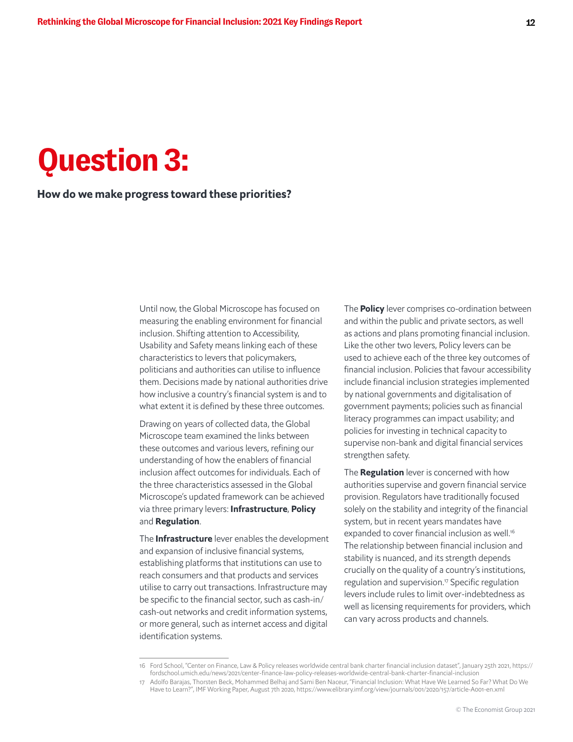# Question 3:

**How do we make progress toward these priorities?**

Until now, the Global Microscope has focused on measuring the enabling environment for financial inclusion. Shifting attention to Accessibility, Usability and Safety means linking each of these characteristics to levers that policymakers, politicians and authorities can utilise to influence them. Decisions made by national authorities drive how inclusive a country's financial system is and to what extent it is defined by these three outcomes.

Drawing on years of collected data, the Global Microscope team examined the links between these outcomes and various levers, refining our understanding of how the enablers of financial inclusion affect outcomes for individuals. Each of the three characteristics assessed in the Global Microscope's updated framework can be achieved via three primary levers: **Infrastructure**, **Policy** and **Regulation**.

The **Infrastructure** lever enables the development and expansion of inclusive financial systems, establishing platforms that institutions can use to reach consumers and that products and services utilise to carry out transactions. Infrastructure may be specific to the financial sector, such as cash-in/cash-out networks and credit information systems, or more general, such as internet access and digital identification systems.

The **Policy** lever comprises co-ordination between and within the public and private sectors, as well as actions and plans promoting financial inclusion. Like the other two levers, Policy levers can be used to achieve each of the three key outcomes of financial inclusion. Policies that favour accessibility include financial inclusion strategies implemented by national governments and digitalisation of government payments; policies such as financial literacy programmes can impact usability; and policies for investing in technical capacity to supervise non-bank and digital financial services strengthen safety.

The **Regulation** lever is concerned with how authorities supervise and govern financial service provision. Regulators have traditionally focused solely on the stability and integrity of the financial system, but in recent years mandates have expanded to cover financial inclusion as well.[16] The relationship between financial inclusion and stability is nuanced, and its strength depends crucially on the quality of a country's institutions, regulation and supervision.[17] Specific regulation levers include rules to limit over-indebtedness as well as licensing requirements for providers, which can vary across products and channels.

---

16 Ford School, "Center on Finance, Law & Policy releases worldwide central bank charter financial inclusion dataset", January 25th 2021, https://fordschool.umich.edu/news/2021/center-finance-law-policy-releases-worldwide-central-bank-charter-financial-inclusion

17 Adolfo Barajas, Thorsten Beck, Mohammed Belhaj and Sami Ben Naceur, "Financial Inclusion: What Have We Learned So Far? What Do We Have to Learn?", IMF Working Paper, August 7th 2020, https://www.elibrary.imf.org/view/journals/001/2020/157/article-A001-en.xml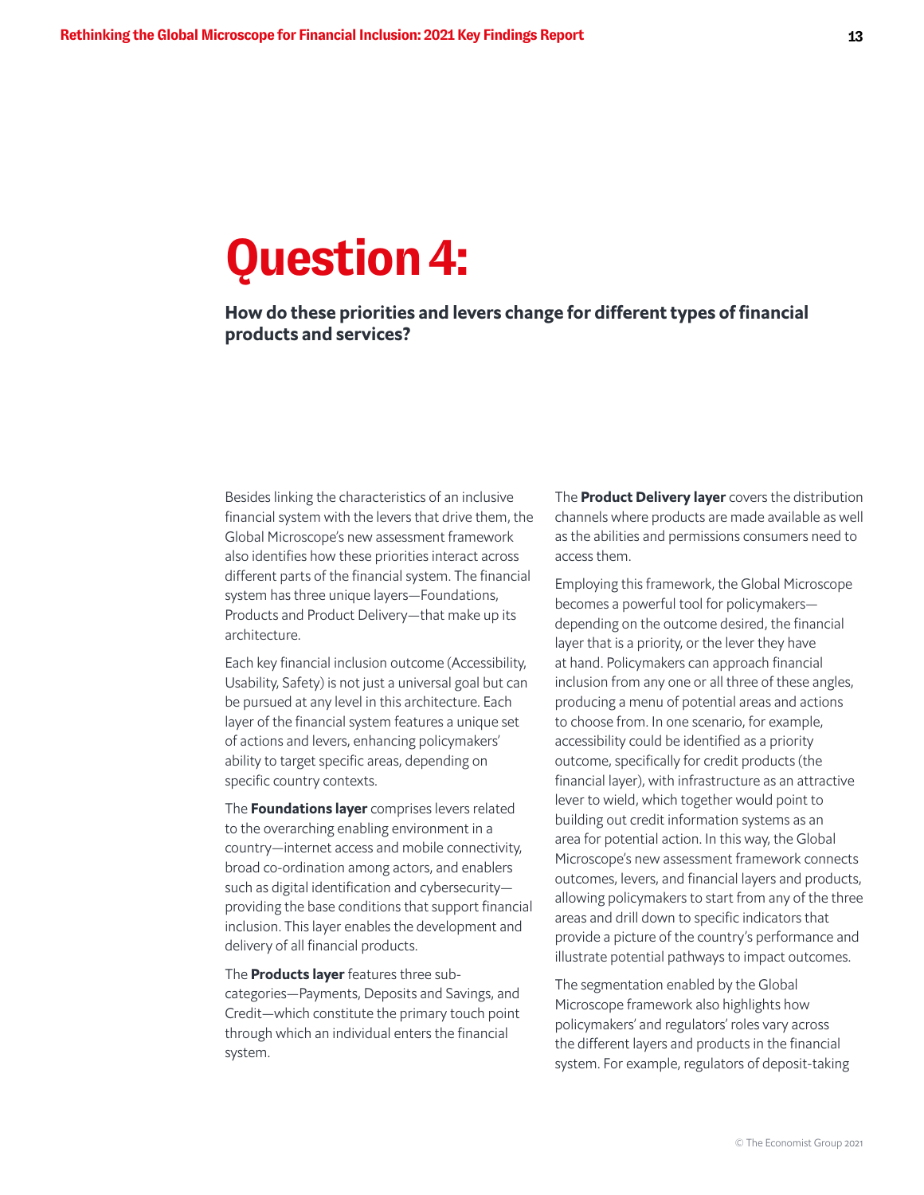# Question 4:

**How do these priorities and levers change for different types of financial products and services?**

Besides linking the characteristics of an inclusive financial system with the levers that drive them, the Global Microscope's new assessment framework also identifies how these priorities interact across different parts of the financial system. The financial system has three unique layers—Foundations, Products and Product Delivery—that make up its architecture.

Each key financial inclusion outcome (Accessibility, Usability, Safety) is not just a universal goal but can be pursued at any level in this architecture. Each layer of the financial system features a unique set of actions and levers, enhancing policymakers' ability to target specific areas, depending on specific country contexts.

The **Foundations layer** comprises levers related to the overarching enabling environment in a country—internet access and mobile connectivity, broad co-ordination among actors, and enablers such as digital identification and cybersecurity—providing the base conditions that support financial inclusion. This layer enables the development and delivery of all financial products.

The **Products layer** features three sub-categories—Payments, Deposits and Savings, and Credit—which constitute the primary touch point through which an individual enters the financial system.

The **Product Delivery layer** covers the distribution channels where products are made available as well as the abilities and permissions consumers need to access them.

Employing this framework, the Global Microscope becomes a powerful tool for policymakers—depending on the outcome desired, the financial layer that is a priority, or the lever they have at hand. Policymakers can approach financial inclusion from any one or all three of these angles, producing a menu of potential areas and actions to choose from. In one scenario, for example, accessibility could be identified as a priority outcome, specifically for credit products (the financial layer), with infrastructure as an attractive lever to wield, which together would point to building out credit information systems as an area for potential action. In this way, the Global Microscope's new assessment framework connects outcomes, levers, and financial layers and products, allowing policymakers to start from any of the three areas and drill down to specific indicators that provide a picture of the country's performance and illustrate potential pathways to impact outcomes.

The segmentation enabled by the Global Microscope framework also highlights how policymakers' and regulators' roles vary across the different layers and products in the financial system. For example, regulators of deposit-taking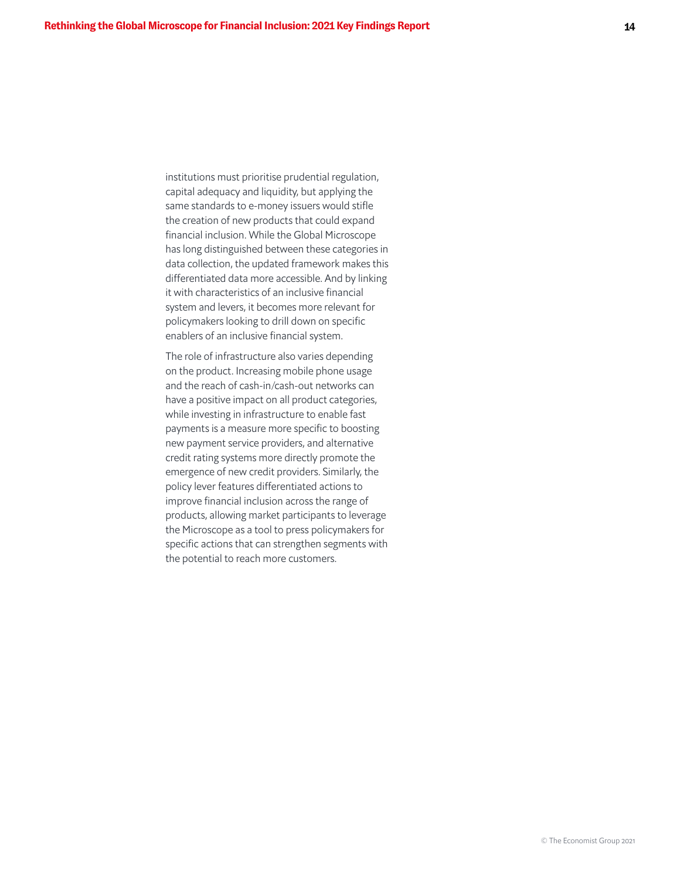institutions must prioritise prudential regulation, capital adequacy and liquidity, but applying the same standards to e-money issuers would stifle the creation of new products that could expand financial inclusion. While the Global Microscope has long distinguished between these categories in data collection, the updated framework makes this differentiated data more accessible. And by linking it with characteristics of an inclusive financial system and levers, it becomes more relevant for policymakers looking to drill down on specific enablers of an inclusive financial system.

The role of infrastructure also varies depending on the product. Increasing mobile phone usage and the reach of cash-in/cash-out networks can have a positive impact on all product categories, while investing in infrastructure to enable fast payments is a measure more specific to boosting new payment service providers, and alternative credit rating systems more directly promote the emergence of new credit providers. Similarly, the policy lever features differentiated actions to improve financial inclusion across the range of products, allowing market participants to leverage the Microscope as a tool to press policymakers for specific actions that can strengthen segments with the potential to reach more customers.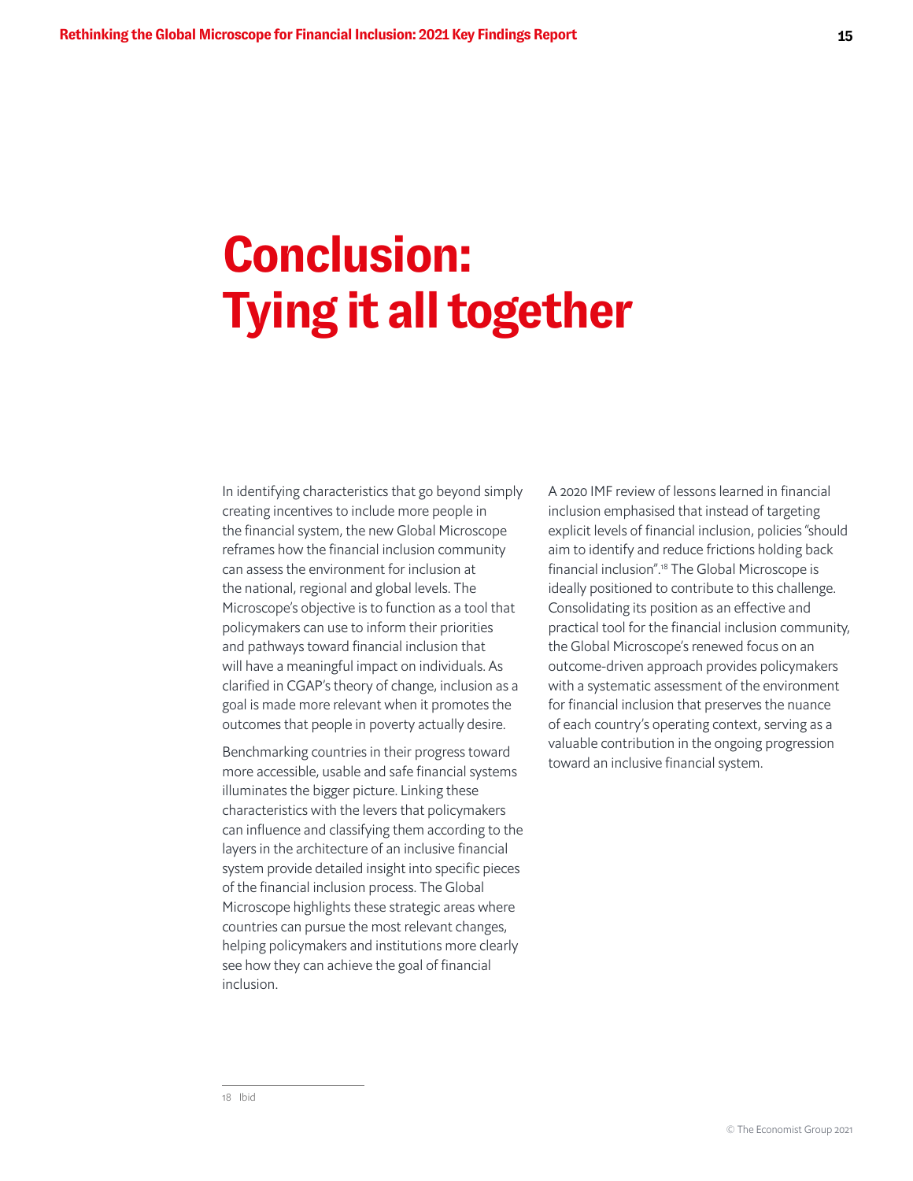# Conclusion: Tying it all together

In identifying characteristics that go beyond simply creating incentives to include more people in the financial system, the new Global Microscope reframes how the financial inclusion community can assess the environment for inclusion at the national, regional and global levels. The Microscope's objective is to function as a tool that policymakers can use to inform their priorities and pathways toward financial inclusion that will have a meaningful impact on individuals. As clarified in CGAP's theory of change, inclusion as a goal is made more relevant when it promotes the outcomes that people in poverty actually desire.

Benchmarking countries in their progress toward more accessible, usable and safe financial systems illuminates the bigger picture. Linking these characteristics with the levers that policymakers can influence and classifying them according to the layers in the architecture of an inclusive financial system provide detailed insight into specific pieces of the financial inclusion process. The Global Microscope highlights these strategic areas where countries can pursue the most relevant changes, helping policymakers and institutions more clearly see how they can achieve the goal of financial inclusion.

A 2020 IMF review of lessons learned in financial inclusion emphasised that instead of targeting explicit levels of financial inclusion, policies "should aim to identify and reduce frictions holding back financial inclusion".[18] The Global Microscope is ideally positioned to contribute to this challenge. Consolidating its position as an effective and practical tool for the financial inclusion community, the Global Microscope's renewed focus on an outcome-driven approach provides policymakers with a systematic assessment of the environment for financial inclusion that preserves the nuance of each country's operating context, serving as a valuable contribution in the ongoing progression toward an inclusive financial system.

---

18 Ibid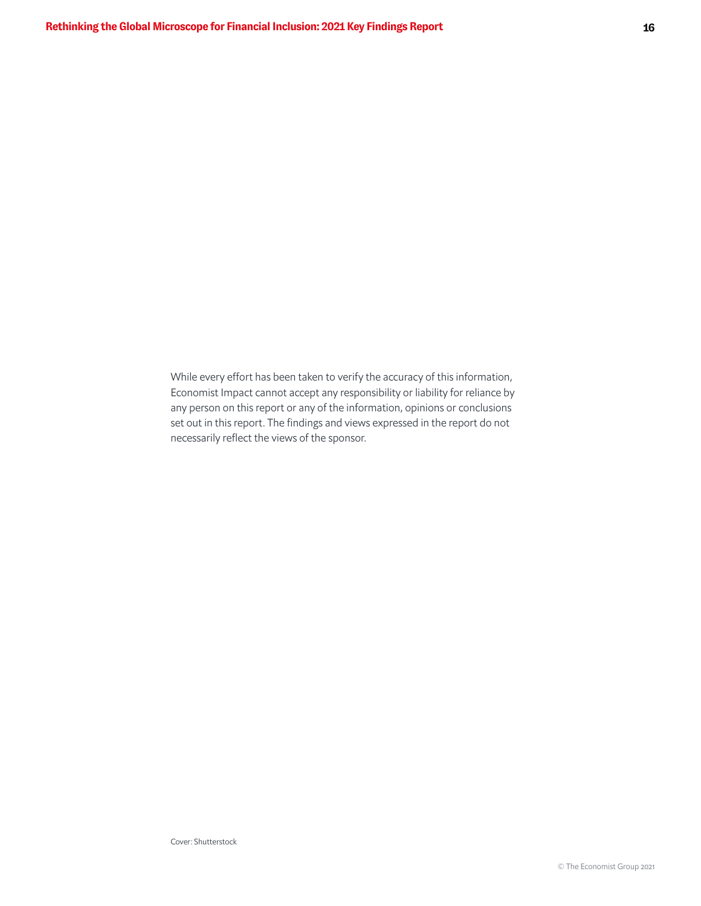While every effort has been taken to verify the accuracy of this information, Economist Impact cannot accept any responsibility or liability for reliance by any person on this report or any of the information, opinions or conclusions set out in this report. The findings and views expressed in the report do not necessarily reflect the views of the sponsor.

Cover: Shutterstock

© The Economist Group 2021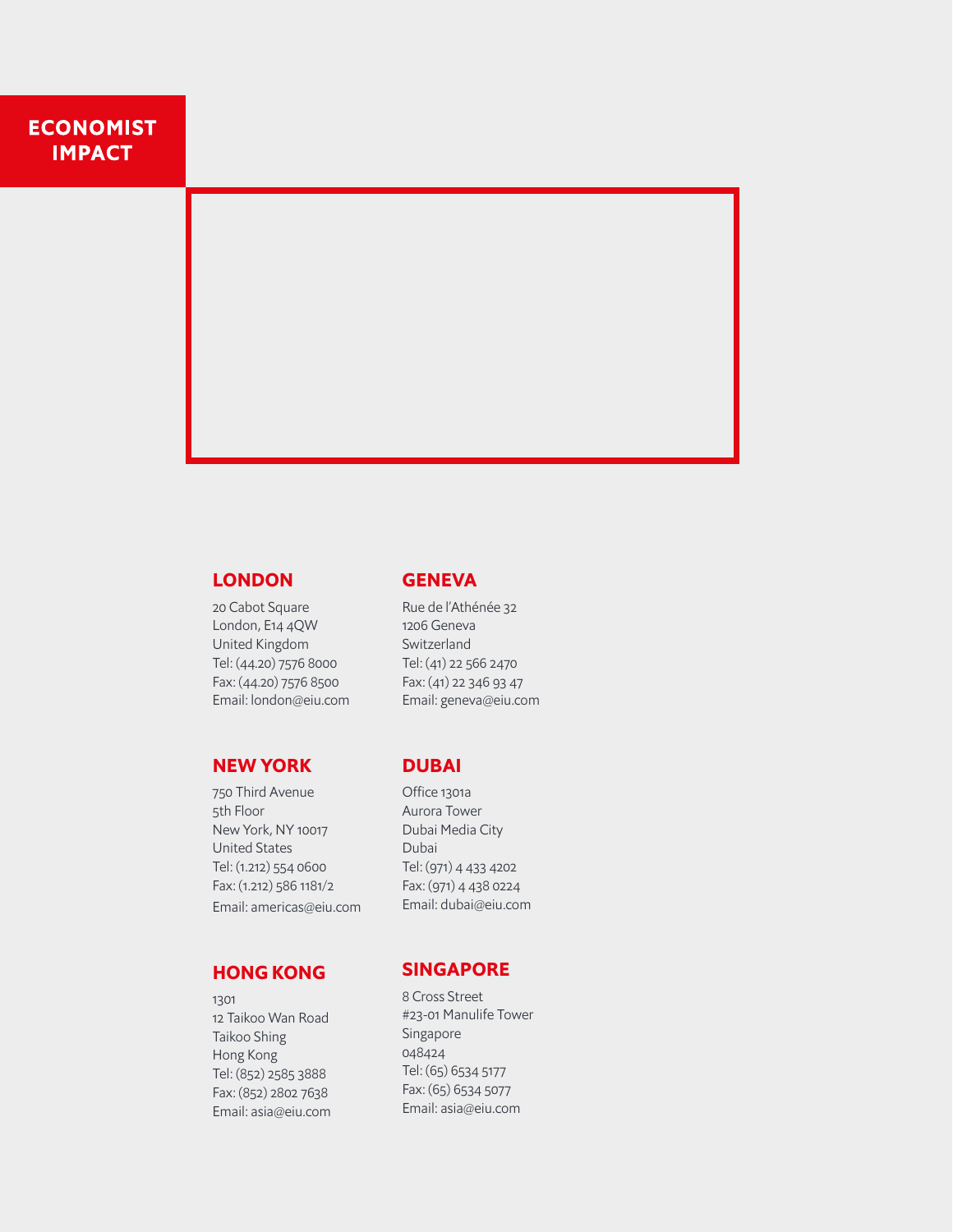**ECONOMIST IMPACT**

## LONDON

20 Cabot Square
London, E14 4QW
United Kingdom
Tel: (44.20) 7576 8000
Fax: (44.20) 7576 8500
Email: london@eiu.com

## GENEVA

Rue de l'Athénée 32
1206 Geneva
Switzerland
Tel: (41) 22 566 2470
Fax: (41) 22 346 93 47
Email: geneva@eiu.com

## NEW YORK

750 Third Avenue
5th Floor
New York, NY 10017
United States
Tel: (1.212) 554 0600
Fax: (1.212) 586 1181/2
Email: americas@eiu.com

## DUBAI

Office 1301a
Aurora Tower
Dubai Media City
Dubai
Tel: (971) 4 433 4202
Fax: (971) 4 438 0224
Email: dubai@eiu.com

## HONG KONG

1301
12 Taikoo Wan Road
Taikoo Shing
Hong Kong
Tel: (852) 2585 3888
Fax: (852) 2802 7638
Email: asia@eiu.com

## SINGAPORE

8 Cross Street
#23-01 Manulife Tower
Singapore
048424
Tel: (65) 6534 5177
Fax: (65) 6534 5077
Email: asia@eiu.com